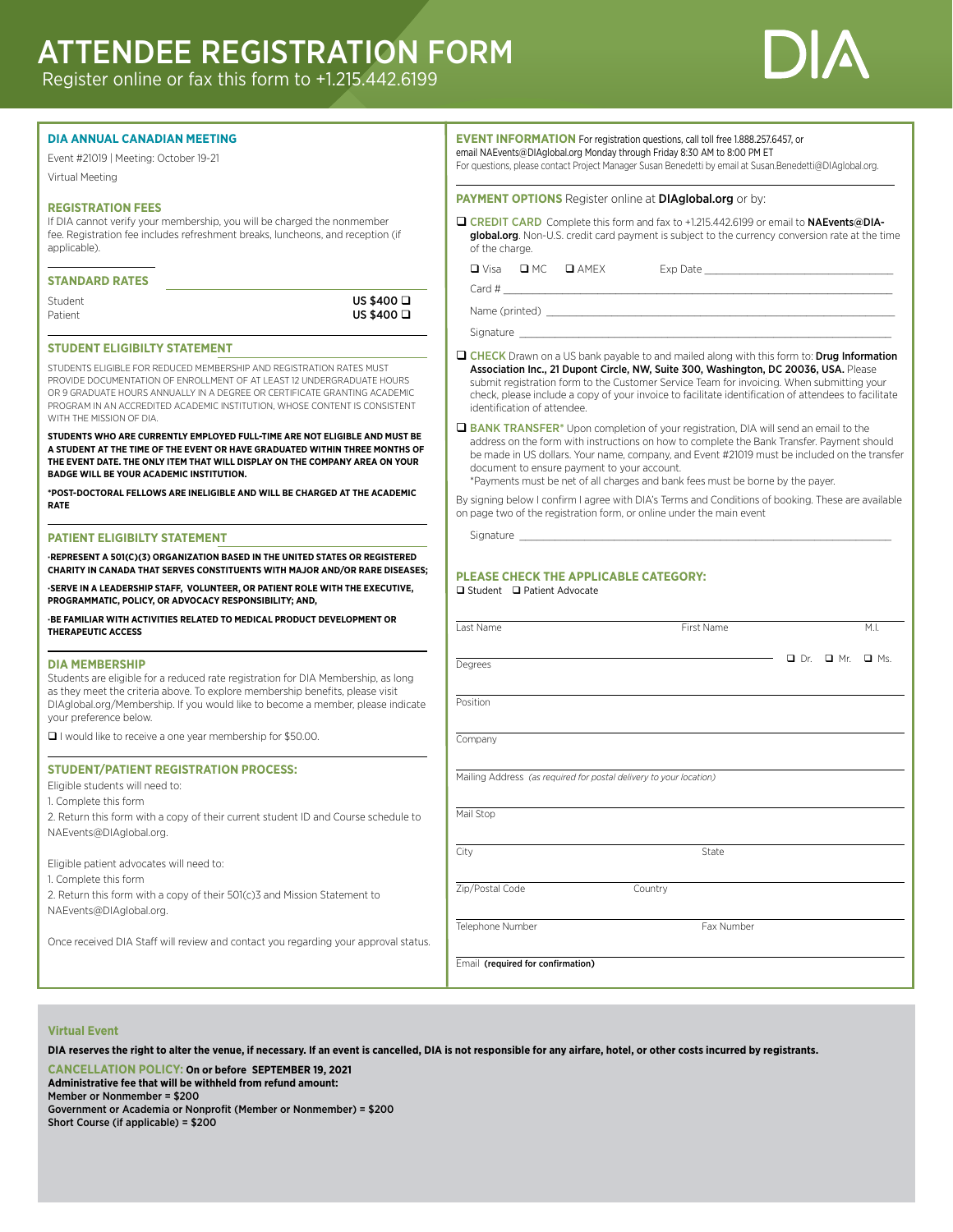# ATTENDEE REGISTRATION FORM

Register online or fax this form to +1.215.442.6199

DIA

## DIA ANNUAL CANADIAN MEETING

Event #21019 | Meeting: October 19-21

Virtual Meeting

### REGISTRATION FEES

If DIA cannot verify your membership, you will be charged the nonmember fee. Registration fee includes refreshment breaks, luncheons, and reception (if applicable).

### STANDARD RATES

| | |
|---|---|
| Student | US $400 ❑ |
| Patient | US $400 ❑ |

### STUDENT ELIGIBILITY STATEMENT

STUDENTS ELIGIBLE FOR REDUCED MEMBERSHIP AND REGISTRATION RATES MUST PROVIDE DOCUMENTATION OF ENROLLMENT OF AT LEAST 12 UNDERGRADUATE HOURS OR 9 GRADUATE HOURS ANNUALLY IN A DEGREE OR CERTIFICATE GRANTING ACADEMIC PROGRAM IN AN ACCREDITED ACADEMIC INSTITUTION, WHOSE CONTENT IS CONSISTENT WITH THE MISSION OF DIA.

**STUDENTS WHO ARE CURRENTLY EMPLOYED FULL-TIME ARE NOT ELIGIBLE AND MUST BE A STUDENT AT THE TIME OF THE EVENT OR HAVE GRADUATED WITHIN THREE MONTHS OF THE EVENT DATE. THE ONLY ITEM THAT WILL DISPLAY ON THE COMPANY AREA ON YOUR BADGE WILL BE YOUR ACADEMIC INSTITUTION.**

**\*POST-DOCTORAL FELLOWS ARE INELIGIBLE AND WILL BE CHARGED AT THE ACADEMIC RATE**

### PATIENT ELIGIBILTY STATEMENT

**•REPRESENT A 501(C)(3) ORGANIZATION BASED IN THE UNITED STATES OR REGISTERED CHARITY IN CANADA THAT SERVES CONSTITUENTS WITH MAJOR AND/OR RARE DISEASES;**

**•SERVE IN A LEADERSHIP STAFF, VOLUNTEER, OR PATIENT ROLE WITH THE EXECUTIVE, PROGRAMMATIC, POLICY, OR ADVOCACY RESPONSIBILITY; AND,**

**•BE FAMILIAR WITH ACTIVITIES RELATED TO MEDICAL PRODUCT DEVELOPMENT OR THERAPEUTIC ACCESS**

### DIA MEMBERSHIP

Students are eligible for a reduced rate registration for DIA Membership, as long as they meet the criteria above. To explore membership benefits, please visit DIAglobal.org/Membership. If you would like to become a member, please indicate your preference below.

❑ I would like to receive a one year membership for $50.00.

### STUDENT/PATIENT REGISTRATION PROCESS:

Eligible students will need to:

1. Complete this form
2. Return this form with a copy of their current student ID and Course schedule to NAEvents@DIAglobal.org.

Eligible patient advocates will need to:

1. Complete this form
2. Return this form with a copy of their 501(c)3 and Mission Statement to NAEvents@DIAglobal.org.

Once received DIA Staff will review and contact you regarding your approval status.

### EVENT INFORMATION

For registration questions, call toll free 1.888.257.6457, or email NAEvents@DIAglobal.org Monday through Friday 8:30 AM to 8:00 PM ET

For questions, please contact Project Manager Susan Benedetti by email at Susan.Benedetti@DIAglobal.org.

### PAYMENT OPTIONS

Register online at **DIAglobal.org** or by:

❑ **CREDIT CARD** Complete this form and fax to +1.215.442.6199 or email to **NAEvents@DIA-global.org**. Non-U.S. credit card payment is subject to the currency conversion rate at the time of the charge.

❑ Visa ❑ MC ❑ AMEX Exp Date ____________________

Card # ____________________

Name (printed) ____________________

Signature ____________________

❑ **CHECK** Drawn on a US bank payable to and mailed along with this form to: **Drug Information Association Inc., 21 Dupont Circle, NW, Suite 300, Washington, DC 20036, USA.** Please submit registration form to the Customer Service Team for invoicing. When submitting your check, please include a copy of your invoice to facilitate identification of attendees to facilitate identification of attendee.

❑ **BANK TRANSFER\*** Upon completion of your registration, DIA will send an email to the address on the form with instructions on how to complete the Bank Transfer. Payment should be made in US dollars. Your name, company, and Event #21019 must be included on the transfer document to ensure payment to your account.

\*Payments must be net of all charges and bank fees must be borne by the payer.

By signing below I confirm I agree with DIA's Terms and Conditions of booking. These are available on page two of the registration form, or online under the main event

Signature ____________________

### PLEASE CHECK THE APPLICABLE CATEGORY:

❑ Student ❑ Patient Advocate

Last Name ____________ First Name ____________ M.I. ____

Degrees ____________ ❑ Dr. ❑ Mr. ❑ Ms.

Position ____________________

Company ____________________

Mailing Address *(as required for postal delivery to your location)* ____________________

Mail Stop ____________________

City ____________ State ____________

Zip/Postal Code ____________ Country ____________

Telephone Number ____________ Fax Number ____________

Email **(required for confirmation)** ____________________

### Virtual Event

**DIA reserves the right to alter the venue, if necessary. If an event is cancelled, DIA is not responsible for any airfare, hotel, or other costs incurred by registrants.**

**CANCELLATION POLICY: On or before SEPTEMBER 19, 2021**
**Administrative fee that will be withheld from refund amount:**
**Member or Nonmember = $200**
**Government or Academia or Nonprofit (Member or Nonmember) = $200**
**Short Course (if applicable) = $200**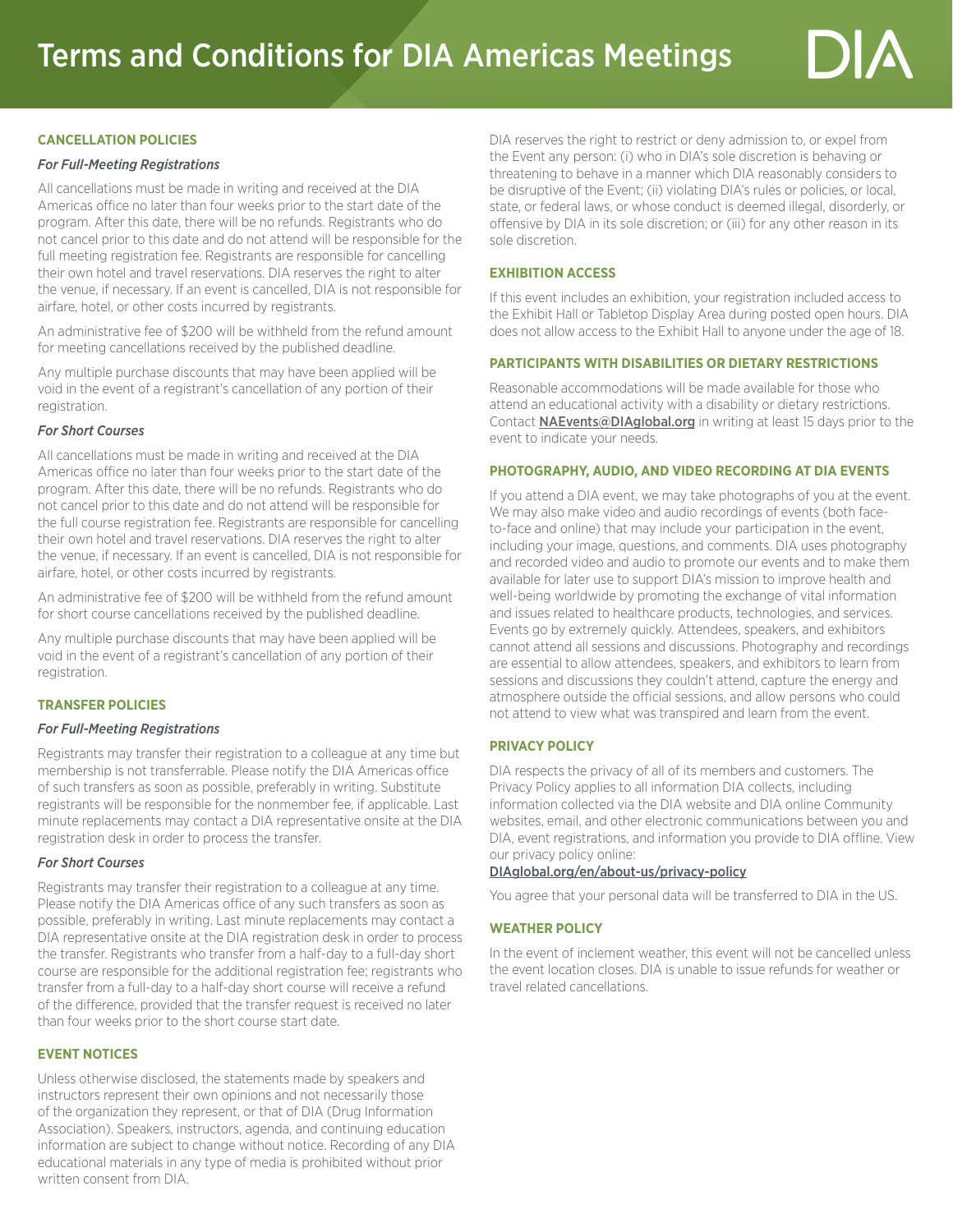# Terms and Conditions for DIA Americas Meetings

## CANCELLATION POLICIES

### *For Full-Meeting Registrations*

All cancellations must be made in writing and received at the DIA Americas office no later than four weeks prior to the start date of the program. After this date, there will be no refunds. Registrants who do not cancel prior to this date and do not attend will be responsible for the full meeting registration fee. Registrants are responsible for cancelling their own hotel and travel reservations. DIA reserves the right to alter the venue, if necessary. If an event is cancelled, DIA is not responsible for airfare, hotel, or other costs incurred by registrants.

An administrative fee of $200 will be withheld from the refund amount for meeting cancellations received by the published deadline.

Any multiple purchase discounts that may have been applied will be void in the event of a registrant's cancellation of any portion of their registration.

### *For Short Courses*

All cancellations must be made in writing and received at the DIA Americas office no later than four weeks prior to the start date of the program. After this date, there will be no refunds. Registrants who do not cancel prior to this date and do not attend will be responsible for the full course registration fee. Registrants are responsible for cancelling their own hotel and travel reservations. DIA reserves the right to alter the venue, if necessary. If an event is cancelled, DIA is not responsible for airfare, hotel, or other costs incurred by registrants.

An administrative fee of $200 will be withheld from the refund amount for short course cancellations received by the published deadline.

Any multiple purchase discounts that may have been applied will be void in the event of a registrant's cancellation of any portion of their registration.

## TRANSFER POLICIES

### *For Full-Meeting Registrations*

Registrants may transfer their registration to a colleague at any time but membership is not transferrable. Please notify the DIA Americas office of such transfers as soon as possible, preferably in writing. Substitute registrants will be responsible for the nonmember fee, if applicable. Last minute replacements may contact a DIA representative onsite at the DIA registration desk in order to process the transfer.

### *For Short Courses*

Registrants may transfer their registration to a colleague at any time. Please notify the DIA Americas office of any such transfers as soon as possible, preferably in writing. Last minute replacements may contact a DIA representative onsite at the DIA registration desk in order to process the transfer. Registrants who transfer from a half-day to a full-day short course are responsible for the additional registration fee; registrants who transfer from a full-day to a half-day short course will receive a refund of the difference, provided that the transfer request is received no later than four weeks prior to the short course start date.

## EVENT NOTICES

Unless otherwise disclosed, the statements made by speakers and instructors represent their own opinions and not necessarily those of the organization they represent, or that of DIA (Drug Information Association). Speakers, instructors, agenda, and continuing education information are subject to change without notice. Recording of any DIA educational materials in any type of media is prohibited without prior written consent from DIA.

DIA reserves the right to restrict or deny admission to, or expel from the Event any person: (i) who in DIA's sole discretion is behaving or threatening to behave in a manner which DIA reasonably considers to be disruptive of the Event; (ii) violating DIA's rules or policies, or local, state, or federal laws, or whose conduct is deemed illegal, disorderly, or offensive by DIA in its sole discretion; or (iii) for any other reason in its sole discretion.

## EXHIBITION ACCESS

If this event includes an exhibition, your registration included access to the Exhibit Hall or Tabletop Display Area during posted open hours. DIA does not allow access to the Exhibit Hall to anyone under the age of 18.

## PARTICIPANTS WITH DISABILITIES OR DIETARY RESTRICTIONS

Reasonable accommodations will be made available for those who attend an educational activity with a disability or dietary restrictions. Contact NAEvents@DIAglobal.org in writing at least 15 days prior to the event to indicate your needs.

## PHOTOGRAPHY, AUDIO, AND VIDEO RECORDING AT DIA EVENTS

If you attend a DIA event, we may take photographs of you at the event. We may also make video and audio recordings of events (both face-to-face and online) that may include your participation in the event, including your image, questions, and comments. DIA uses photography and recorded video and audio to promote our events and to make them available for later use to support DIA's mission to improve health and well-being worldwide by promoting the exchange of vital information and issues related to healthcare products, technologies, and services. Events go by extremely quickly. Attendees, speakers, and exhibitors cannot attend all sessions and discussions. Photography and recordings are essential to allow attendees, speakers, and exhibitors to learn from sessions and discussions they couldn't attend, capture the energy and atmosphere outside the official sessions, and allow persons who could not attend to view what was transpired and learn from the event.

## PRIVACY POLICY

DIA respects the privacy of all of its members and customers. The Privacy Policy applies to all information DIA collects, including information collected via the DIA website and DIA online Community websites, email, and other electronic communications between you and DIA, event registrations, and information you provide to DIA offline. View our privacy policy online:
DIAglobal.org/en/about-us/privacy-policy

You agree that your personal data will be transferred to DIA in the US.

## WEATHER POLICY

In the event of inclement weather, this event will not be cancelled unless the event location closes. DIA is unable to issue refunds for weather or travel related cancellations.